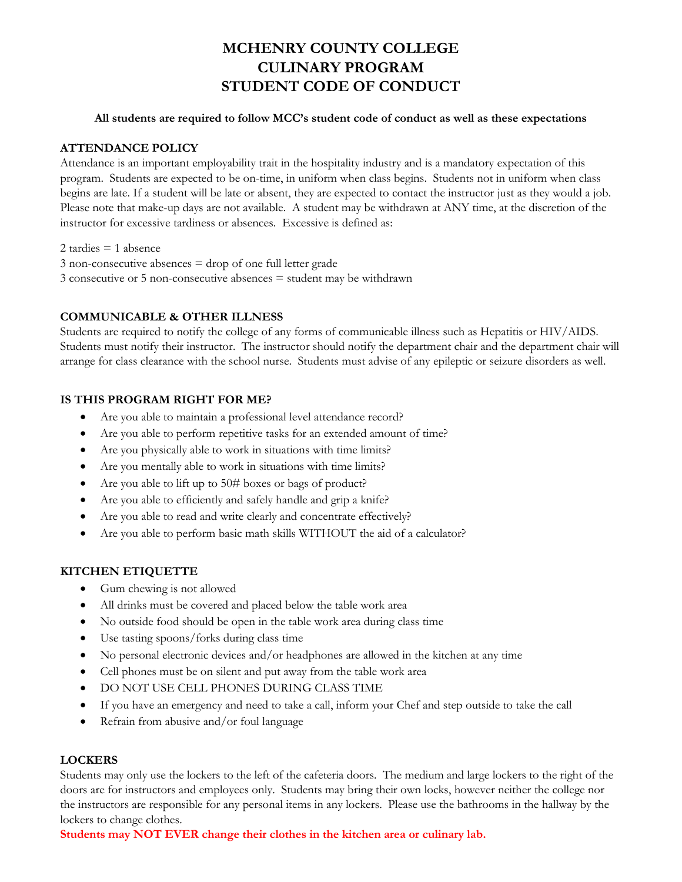# MCHENRY COUNTY COLLEGE
# CULINARY PROGRAM
# STUDENT CODE OF CONDUCT

**All students are required to follow MCC's student code of conduct as well as these expectations**

## ATTENDANCE POLICY

Attendance is an important employability trait in the hospitality industry and is a mandatory expectation of this program. Students are expected to be on-time, in uniform when class begins. Students not in uniform when class begins are late. If a student will be late or absent, they are expected to contact the instructor just as they would a job. Please note that make-up days are not available. A student may be withdrawn at ANY time, at the discretion of the instructor for excessive tardiness or absences. Excessive is defined as:

2 tardies = 1 absence
3 non-consecutive absences = drop of one full letter grade
3 consecutive or 5 non-consecutive absences = student may be withdrawn

## COMMUNICABLE & OTHER ILLNESS

Students are required to notify the college of any forms of communicable illness such as Hepatitis or HIV/AIDS. Students must notify their instructor. The instructor should notify the department chair and the department chair will arrange for class clearance with the school nurse. Students must advise of any epileptic or seizure disorders as well.

## IS THIS PROGRAM RIGHT FOR ME?

- Are you able to maintain a professional level attendance record?
- Are you able to perform repetitive tasks for an extended amount of time?
- Are you physically able to work in situations with time limits?
- Are you mentally able to work in situations with time limits?
- Are you able to lift up to 50# boxes or bags of product?
- Are you able to efficiently and safely handle and grip a knife?
- Are you able to read and write clearly and concentrate effectively?
- Are you able to perform basic math skills WITHOUT the aid of a calculator?

## KITCHEN ETIQUETTE

- Gum chewing is not allowed
- All drinks must be covered and placed below the table work area
- No outside food should be open in the table work area during class time
- Use tasting spoons/forks during class time
- No personal electronic devices and/or headphones are allowed in the kitchen at any time
- Cell phones must be on silent and put away from the table work area
- DO NOT USE CELL PHONES DURING CLASS TIME
- If you have an emergency and need to take a call, inform your Chef and step outside to take the call
- Refrain from abusive and/or foul language

## LOCKERS

Students may only use the lockers to the left of the cafeteria doors. The medium and large lockers to the right of the doors are for instructors and employees only. Students may bring their own locks, however neither the college nor the instructors are responsible for any personal items in any lockers. Please use the bathrooms in the hallway by the lockers to change clothes.

**Students may NOT EVER change their clothes in the kitchen area or culinary lab.**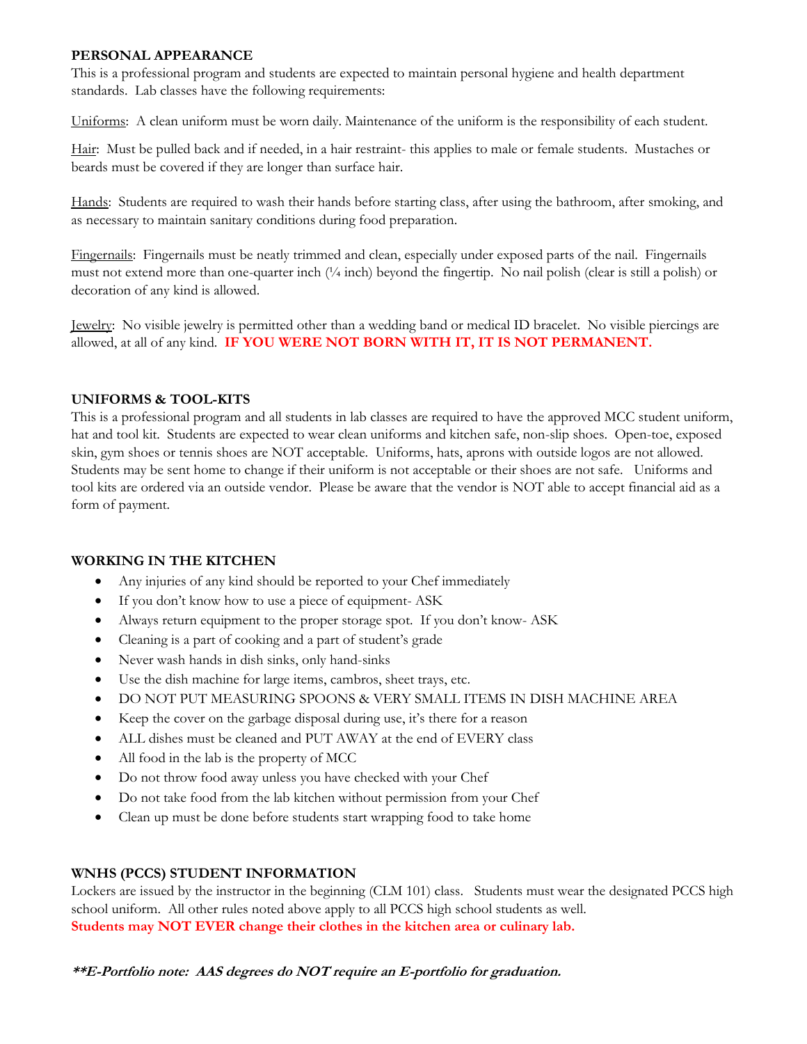## PERSONAL APPEARANCE

This is a professional program and students are expected to maintain personal hygiene and health department standards. Lab classes have the following requirements:

Uniforms: A clean uniform must be worn daily. Maintenance of the uniform is the responsibility of each student.

Hair: Must be pulled back and if needed, in a hair restraint- this applies to male or female students. Mustaches or beards must be covered if they are longer than surface hair.

Hands: Students are required to wash their hands before starting class, after using the bathroom, after smoking, and as necessary to maintain sanitary conditions during food preparation.

Fingernails: Fingernails must be neatly trimmed and clean, especially under exposed parts of the nail. Fingernails must not extend more than one-quarter inch (¼ inch) beyond the fingertip. No nail polish (clear is still a polish) or decoration of any kind is allowed.

Jewelry: No visible jewelry is permitted other than a wedding band or medical ID bracelet. No visible piercings are allowed, at all of any kind. **IF YOU WERE NOT BORN WITH IT, IT IS NOT PERMANENT.**

## UNIFORMS & TOOL-KITS

This is a professional program and all students in lab classes are required to have the approved MCC student uniform, hat and tool kit. Students are expected to wear clean uniforms and kitchen safe, non-slip shoes. Open-toe, exposed skin, gym shoes or tennis shoes are NOT acceptable. Uniforms, hats, aprons with outside logos are not allowed. Students may be sent home to change if their uniform is not acceptable or their shoes are not safe. Uniforms and tool kits are ordered via an outside vendor. Please be aware that the vendor is NOT able to accept financial aid as a form of payment.

## WORKING IN THE KITCHEN

- Any injuries of any kind should be reported to your Chef immediately
- If you don't know how to use a piece of equipment- ASK
- Always return equipment to the proper storage spot. If you don't know- ASK
- Cleaning is a part of cooking and a part of student's grade
- Never wash hands in dish sinks, only hand-sinks
- Use the dish machine for large items, cambros, sheet trays, etc.
- DO NOT PUT MEASURING SPOONS & VERY SMALL ITEMS IN DISH MACHINE AREA
- Keep the cover on the garbage disposal during use, it's there for a reason
- ALL dishes must be cleaned and PUT AWAY at the end of EVERY class
- All food in the lab is the property of MCC
- Do not throw food away unless you have checked with your Chef
- Do not take food from the lab kitchen without permission from your Chef
- Clean up must be done before students start wrapping food to take home

## WNHS (PCCS) STUDENT INFORMATION

Lockers are issued by the instructor in the beginning (CLM 101) class. Students must wear the designated PCCS high school uniform. All other rules noted above apply to all PCCS high school students as well.
**Students may NOT EVER change their clothes in the kitchen area or culinary lab.**

***\*\*E-Portfolio note: AAS degrees do NOT require an E-portfolio for graduation.***